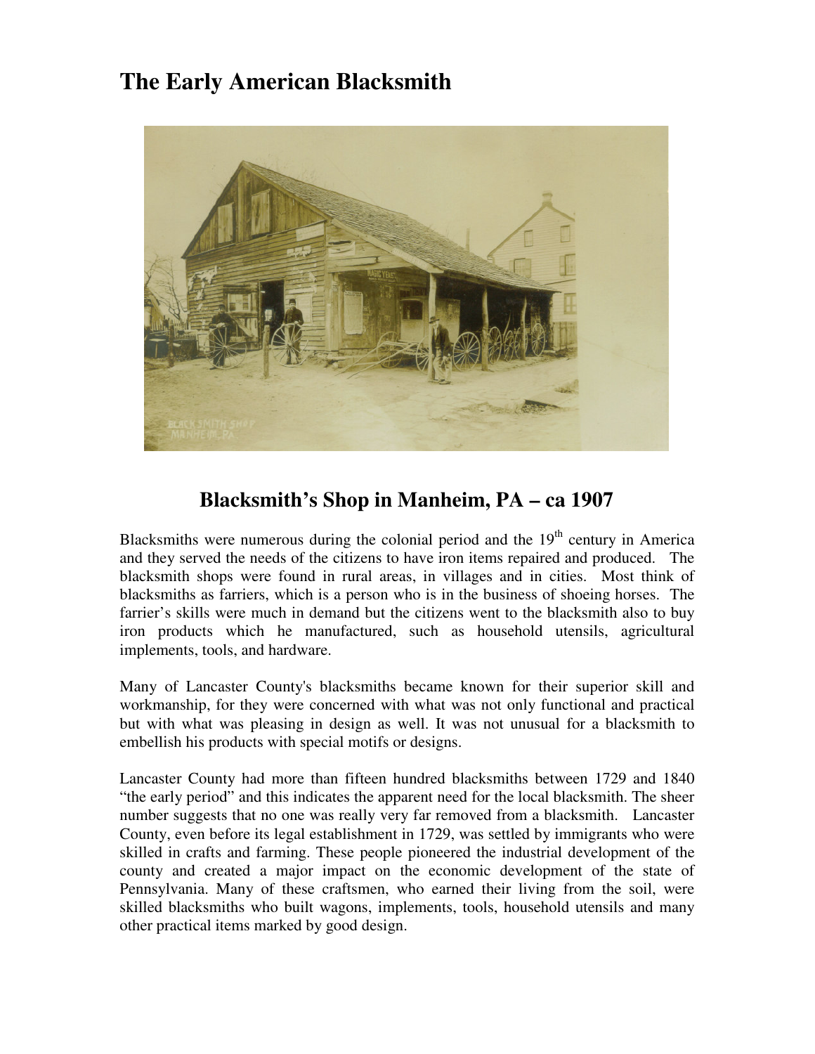# The Early American Blacksmith

## Blacksmith's Shop in Manheim, PA – ca 1907

Blacksmiths were numerous during the colonial period and the 19th century in America and they served the needs of the citizens to have iron items repaired and produced. The blacksmith shops were found in rural areas, in villages and in cities. Most think of blacksmiths as farriers, which is a person who is in the business of shoeing horses. The farrier's skills were much in demand but the citizens went to the blacksmith also to buy iron products which he manufactured, such as household utensils, agricultural implements, tools, and hardware.

Many of Lancaster County's blacksmiths became known for their superior skill and workmanship, for they were concerned with what was not only functional and practical but with what was pleasing in design as well. It was not unusual for a blacksmith to embellish his products with special motifs or designs.

Lancaster County had more than fifteen hundred blacksmiths between 1729 and 1840 "the early period" and this indicates the apparent need for the local blacksmith. The sheer number suggests that no one was really very far removed from a blacksmith. Lancaster County, even before its legal establishment in 1729, was settled by immigrants who were skilled in crafts and farming. These people pioneered the industrial development of the county and created a major impact on the economic development of the state of Pennsylvania. Many of these craftsmen, who earned their living from the soil, were skilled blacksmiths who built wagons, implements, tools, household utensils and many other practical items marked by good design.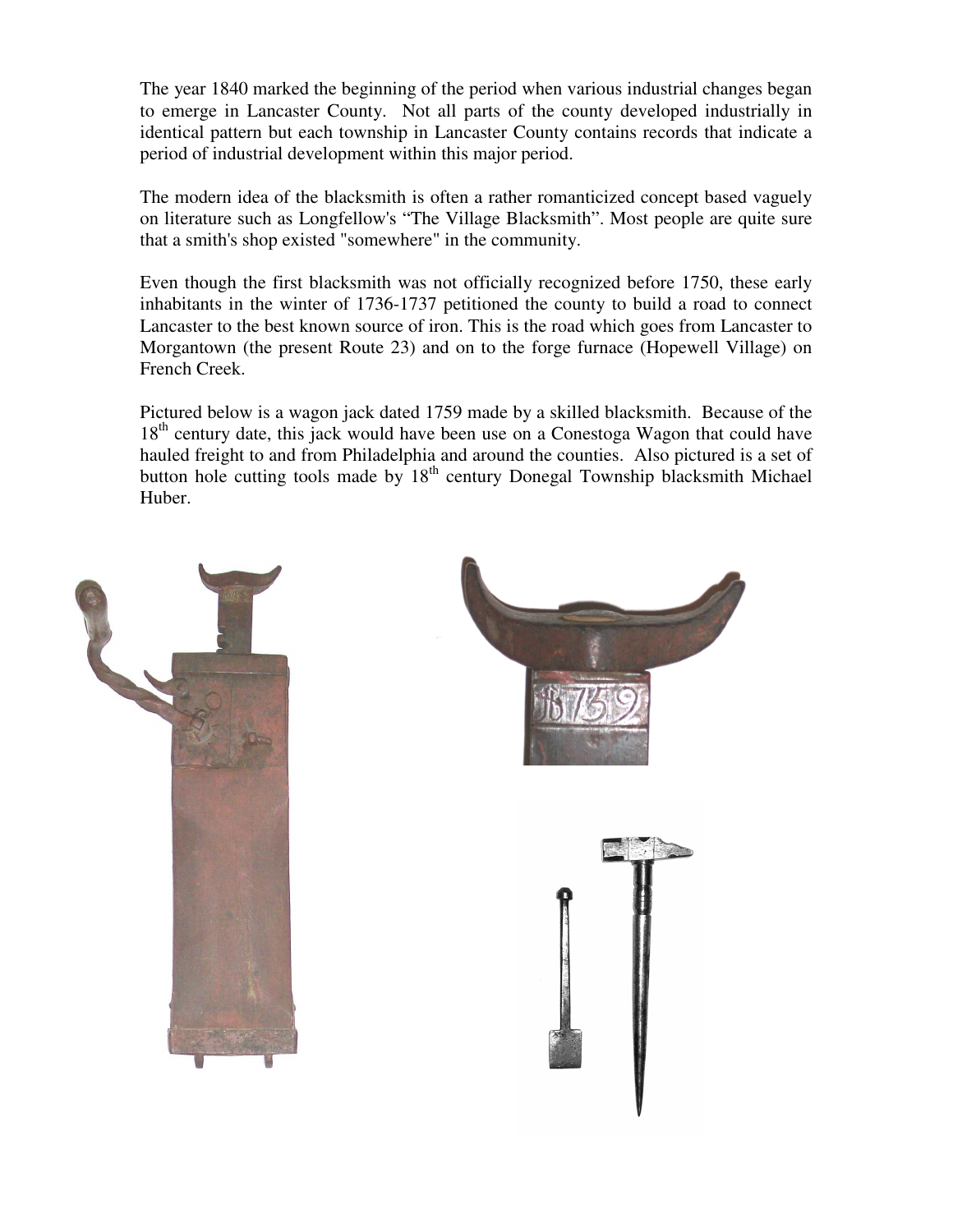The year 1840 marked the beginning of the period when various industrial changes began to emerge in Lancaster County. Not all parts of the county developed industrially in identical pattern but each township in Lancaster County contains records that indicate a period of industrial development within this major period.

The modern idea of the blacksmith is often a rather romanticized concept based vaguely on literature such as Longfellow's "The Village Blacksmith". Most people are quite sure that a smith's shop existed "somewhere" in the community.

Even though the first blacksmith was not officially recognized before 1750, these early inhabitants in the winter of 1736-1737 petitioned the county to build a road to connect Lancaster to the best known source of iron. This is the road which goes from Lancaster to Morgantown (the present Route 23) and on to the forge furnace (Hopewell Village) on French Creek.

Pictured below is a wagon jack dated 1759 made by a skilled blacksmith. Because of the 18th century date, this jack would have been use on a Conestoga Wagon that could have hauled freight to and from Philadelphia and around the counties. Also pictured is a set of button hole cutting tools made by 18th century Donegal Township blacksmith Michael Huber.